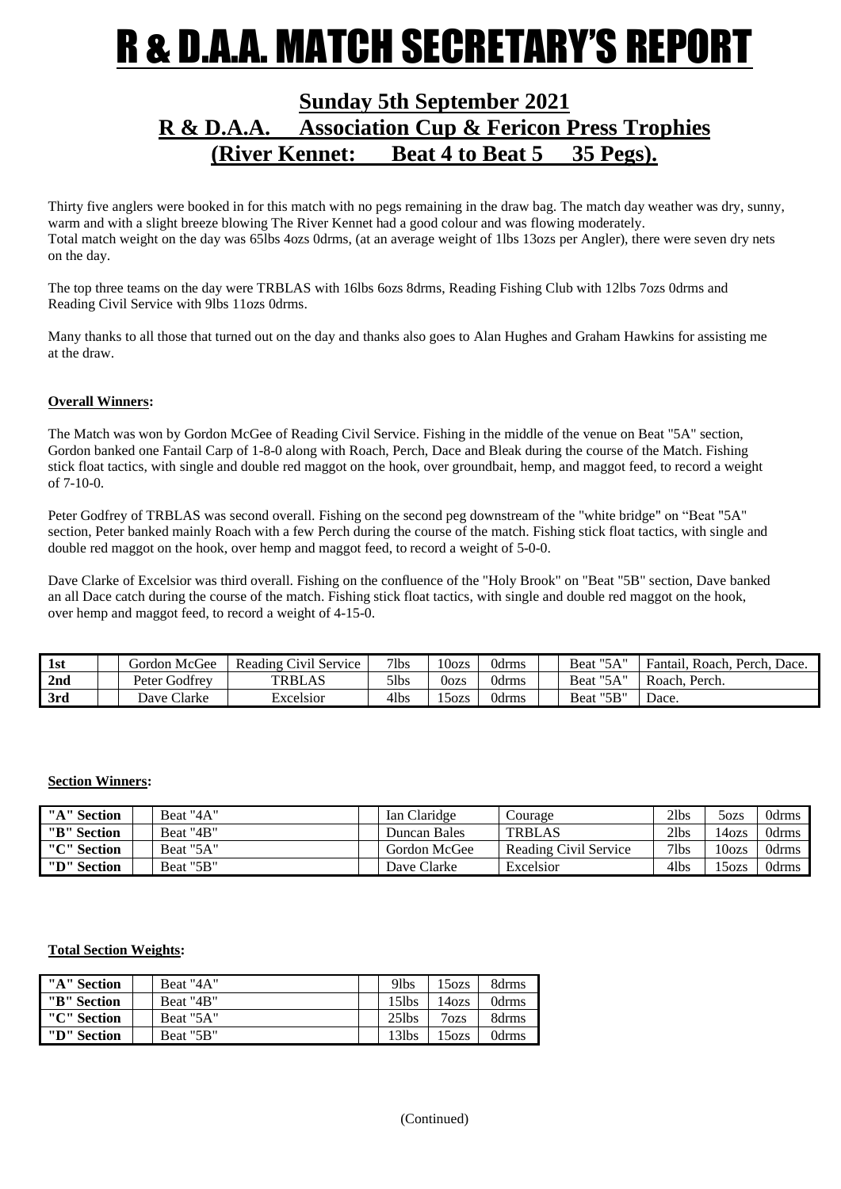# R & D.A.A. MATCH SECRETARY'S REPORT

## Sunday 5th September 2021
## R & D.A.A. Association Cup & Fericon Press Trophies
## (River Kennet: Beat 4 to Beat 5 35 Pegs).

Thirty five anglers were booked in for this match with no pegs remaining in the draw bag. The match day weather was dry, sunny, warm and with a slight breeze blowing The River Kennet had a good colour and was flowing moderately.
Total match weight on the day was 65lbs 4ozs 0drms, (at an average weight of 1lbs 13ozs per Angler), there were seven dry nets on the day.

The top three teams on the day were TRBLAS with 16lbs 6ozs 8drms, Reading Fishing Club with 12lbs 7ozs 0drms and Reading Civil Service with 9lbs 11ozs 0drms.

Many thanks to all those that turned out on the day and thanks also goes to Alan Hughes and Graham Hawkins for assisting me at the draw.

**Overall Winners:**

The Match was won by Gordon McGee of Reading Civil Service. Fishing in the middle of the venue on Beat "5A" section, Gordon banked one Fantail Carp of 1-8-0 along with Roach, Perch, Dace and Bleak during the course of the Match. Fishing stick float tactics, with single and double red maggot on the hook, over groundbait, hemp, and maggot feed, to record a weight of 7-10-0.

Peter Godfrey of TRBLAS was second overall. Fishing on the second peg downstream of the "white bridge" on "Beat "5A" section, Peter banked mainly Roach with a few Perch during the course of the match. Fishing stick float tactics, with single and double red maggot on the hook, over hemp and maggot feed, to record a weight of 5-0-0.

Dave Clarke of Excelsior was third overall. Fishing on the confluence of the "Holy Brook" on "Beat "5B" section, Dave banked an all Dace catch during the course of the match. Fishing stick float tactics, with single and double red maggot on the hook, over hemp and maggot feed, to record a weight of 4-15-0.

| | | | | | | | | | |
|---|---|---|---|---|---|---|---|---|---|
| **1st** | | Gordon McGee | Reading Civil Service | 7lbs | 10ozs | 0drms | | Beat "5A" | Fantail, Roach, Perch, Dace. |
| **2nd** | | Peter Godfrey | TRBLAS | 5lbs | 0ozs | 0drms | | Beat "5A" | Roach, Perch. |
| **3rd** | | Dave Clarke | Excelsior | 4lbs | 15ozs | 0drms | | Beat "5B" | Dace. |

**Section Winners:**

| | | | | | | | | |
|---|---|---|---|---|---|---|---|---|
| **"A" Section** | | Beat "4A" | | Ian Claridge | Courage | 2lbs | 5ozs | 0drms |
| **"B" Section** | | Beat "4B" | | Duncan Bales | TRBLAS | 2lbs | 14ozs | 0drms |
| **"C" Section** | | Beat "5A" | | Gordon McGee | Reading Civil Service | 7lbs | 10ozs | 0drms |
| **"D" Section** | | Beat "5B" | | Dave Clarke | Excelsior | 4lbs | 15ozs | 0drms |

**Total Section Weights:**

| | | | | | | |
|---|---|---|---|---|---|---|
| **"A" Section** | | Beat "4A" | | 9lbs | 15ozs | 8drms |
| **"B" Section** | | Beat "4B" | | 15lbs | 14ozs | 0drms |
| **"C" Section** | | Beat "5A" | | 25lbs | 7ozs | 8drms |
| **"D" Section** | | Beat "5B" | | 13lbs | 15ozs | 0drms |

(Continued)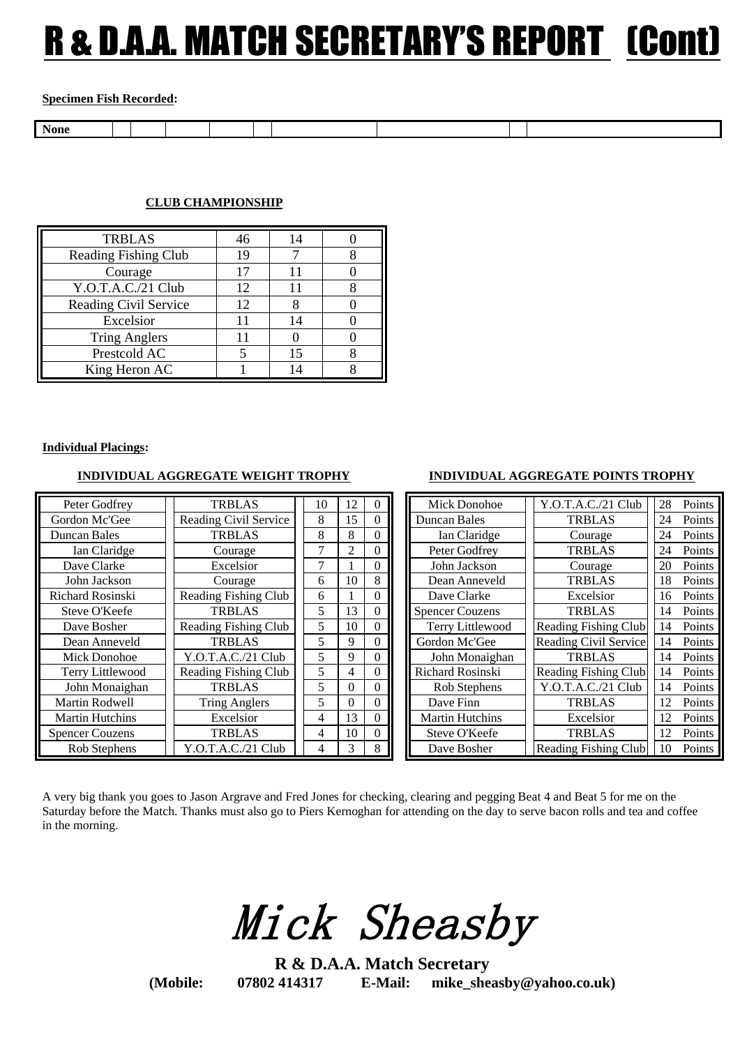# R & D.A.A. MATCH SECRETARY'S REPORT (Cont)

**Specimen Fish Recorded:**

| | | | | | | | | | |
|---|---|---|---|---|---|---|---|---|---|
| **None** | | | | | | | | | |

**CLUB CHAMPIONSHIP**

| | | | |
|---|---|---|---|
| TRBLAS | 46 | 14 | 0 |
| Reading Fishing Club | 19 | 7 | 8 |
| Courage | 17 | 11 | 0 |
| Y.O.T.A.C./21 Club | 12 | 11 | 8 |
| Reading Civil Service | 12 | 8 | 0 |
| Excelsior | 11 | 14 | 0 |
| Tring Anglers | 11 | 0 | 0 |
| Prestcold AC | 5 | 15 | 8 |
| King Heron AC | 1 | 14 | 8 |

**Individual Placings:**

**INDIVIDUAL AGGREGATE WEIGHT TROPHY**

| | | | | |
|---|---|---|---|---|
| Peter Godfrey | TRBLAS | 10 | 12 | 0 |
| Gordon Mc'Gee | Reading Civil Service | 8 | 15 | 0 |
| Duncan Bales | TRBLAS | 8 | 8 | 0 |
| Ian Claridge | Courage | 7 | 2 | 0 |
| Dave Clarke | Excelsior | 7 | 1 | 0 |
| John Jackson | Courage | 6 | 10 | 8 |
| Richard Rosinski | Reading Fishing Club | 6 | 1 | 0 |
| Steve O'Keefe | TRBLAS | 5 | 13 | 0 |
| Dave Bosher | Reading Fishing Club | 5 | 10 | 0 |
| Dean Anneveld | TRBLAS | 5 | 9 | 0 |
| Mick Donohoe | Y.O.T.A.C./21 Club | 5 | 9 | 0 |
| Terry Littlewood | Reading Fishing Club | 5 | 4 | 0 |
| John Monaighan | TRBLAS | 5 | 0 | 0 |
| Martin Rodwell | Tring Anglers | 5 | 0 | 0 |
| Martin Hutchins | Excelsior | 4 | 13 | 0 |
| Spencer Couzens | TRBLAS | 4 | 10 | 0 |
| Rob Stephens | Y.O.T.A.C./21 Club | 4 | 3 | 8 |

**INDIVIDUAL AGGREGATE POINTS TROPHY**

| | | | |
|---|---|---|---|
| Mick Donohoe | Y.O.T.A.C./21 Club | 28 | Points |
| Duncan Bales | TRBLAS | 24 | Points |
| Ian Claridge | Courage | 24 | Points |
| Peter Godfrey | TRBLAS | 24 | Points |
| John Jackson | Courage | 20 | Points |
| Dean Anneveld | TRBLAS | 18 | Points |
| Dave Clarke | Excelsior | 16 | Points |
| Spencer Couzens | TRBLAS | 14 | Points |
| Terry Littlewood | Reading Fishing Club | 14 | Points |
| Gordon Mc'Gee | Reading Civil Service | 14 | Points |
| John Monaighan | TRBLAS | 14 | Points |
| Richard Rosinski | Reading Fishing Club | 14 | Points |
| Rob Stephens | Y.O.T.A.C./21 Club | 14 | Points |
| Dave Finn | TRBLAS | 12 | Points |
| Martin Hutchins | Excelsior | 12 | Points |
| Steve O'Keefe | TRBLAS | 12 | Points |
| Dave Bosher | Reading Fishing Club | 10 | Points |

A very big thank you goes to Jason Argrave and Fred Jones for checking, clearing and pegging Beat 4 and Beat 5 for me on the Saturday before the Match. Thanks must also go to Piers Kernoghan for attending on the day to serve bacon rolls and tea and coffee in the morning.

*Mick Sheasby*

**R & D.A.A. Match Secretary**

**(Mobile: 07802 414317 E-Mail: mike_sheasby@yahoo.co.uk)**